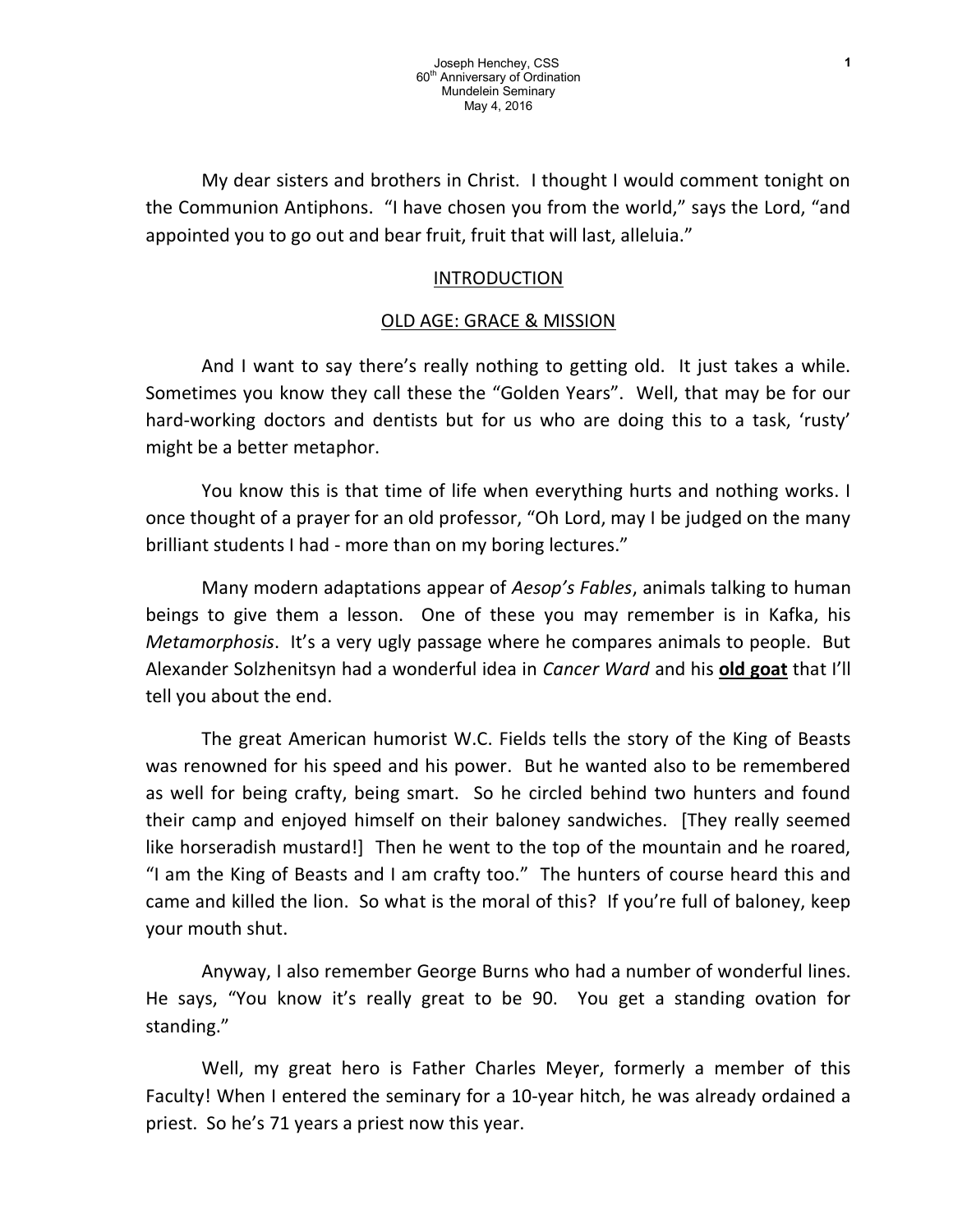Joseph Henchey, CSS  
60th Anniversary of Ordination  
Mundelein Seminary  
May 4, 2016

My dear sisters and brothers in Christ. I thought I would comment tonight on the Communion Antiphons. "I have chosen you from the world," says the Lord, "and appointed you to go out and bear fruit, fruit that will last, alleluia."

## INTRODUCTION

## OLD AGE: GRACE & MISSION

And I want to say there's really nothing to getting old. It just takes a while. Sometimes you know they call these the "Golden Years". Well, that may be for our hard-working doctors and dentists but for us who are doing this to a task, 'rusty' might be a better metaphor.

You know this is that time of life when everything hurts and nothing works. I once thought of a prayer for an old professor, "Oh Lord, may I be judged on the many brilliant students I had - more than on my boring lectures."

Many modern adaptations appear of *Aesop's Fables*, animals talking to human beings to give them a lesson. One of these you may remember is in Kafka, his *Metamorphosis*. It's a very ugly passage where he compares animals to people. But Alexander Solzhenitsyn had a wonderful idea in *Cancer Ward* and his **old goat** that I'll tell you about the end.

The great American humorist W.C. Fields tells the story of the King of Beasts was renowned for his speed and his power. But he wanted also to be remembered as well for being crafty, being smart. So he circled behind two hunters and found their camp and enjoyed himself on their baloney sandwiches. [They really seemed like horseradish mustard!] Then he went to the top of the mountain and he roared, "I am the King of Beasts and I am crafty too." The hunters of course heard this and came and killed the lion. So what is the moral of this? If you're full of baloney, keep your mouth shut.

Anyway, I also remember George Burns who had a number of wonderful lines. He says, "You know it's really great to be 90. You get a standing ovation for standing."

Well, my great hero is Father Charles Meyer, formerly a member of this Faculty! When I entered the seminary for a 10-year hitch, he was already ordained a priest. So he's 71 years a priest now this year.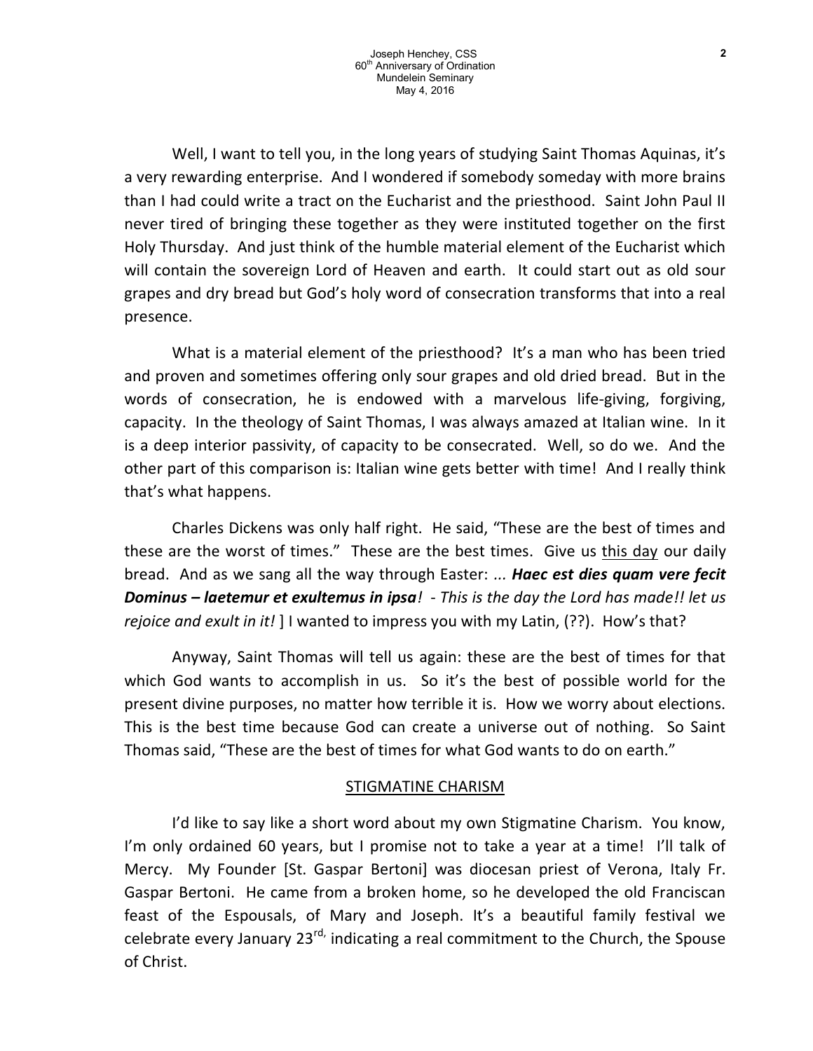Well, I want to tell you, in the long years of studying Saint Thomas Aquinas, it's a very rewarding enterprise. And I wondered if somebody someday with more brains than I had could write a tract on the Eucharist and the priesthood. Saint John Paul II never tired of bringing these together as they were instituted together on the first Holy Thursday. And just think of the humble material element of the Eucharist which will contain the sovereign Lord of Heaven and earth. It could start out as old sour grapes and dry bread but God's holy word of consecration transforms that into a real presence.

What is a material element of the priesthood? It's a man who has been tried and proven and sometimes offering only sour grapes and old dried bread. But in the words of consecration, he is endowed with a marvelous life-giving, forgiving, capacity. In the theology of Saint Thomas, I was always amazed at Italian wine. In it is a deep interior passivity, of capacity to be consecrated. Well, so do we. And the other part of this comparison is: Italian wine gets better with time! And I really think that's what happens.

Charles Dickens was only half right. He said, "These are the best of times and these are the worst of times." These are the best times. Give us <u>this day</u> our daily bread. And as we sang all the way through Easter: ... ***Haec est dies quam vere fecit Dominus – laetemur et exultemus in ipsa***! *- This is the day the Lord has made!! let us rejoice and exult in it!* ] I wanted to impress you with my Latin, (??). How's that?

Anyway, Saint Thomas will tell us again: these are the best of times for that which God wants to accomplish in us. So it's the best of possible world for the present divine purposes, no matter how terrible it is. How we worry about elections. This is the best time because God can create a universe out of nothing. So Saint Thomas said, "These are the best of times for what God wants to do on earth."

## <u>STIGMATINE CHARISM</u>

I'd like to say like a short word about my own Stigmatine Charism. You know, I'm only ordained 60 years, but I promise not to take a year at a time! I'll talk of Mercy. My Founder [St. Gaspar Bertoni] was diocesan priest of Verona, Italy Fr. Gaspar Bertoni. He came from a broken home, so he developed the old Franciscan feast of the Espousals, of Mary and Joseph. It's a beautiful family festival we celebrate every January 23rd, indicating a real commitment to the Church, the Spouse of Christ.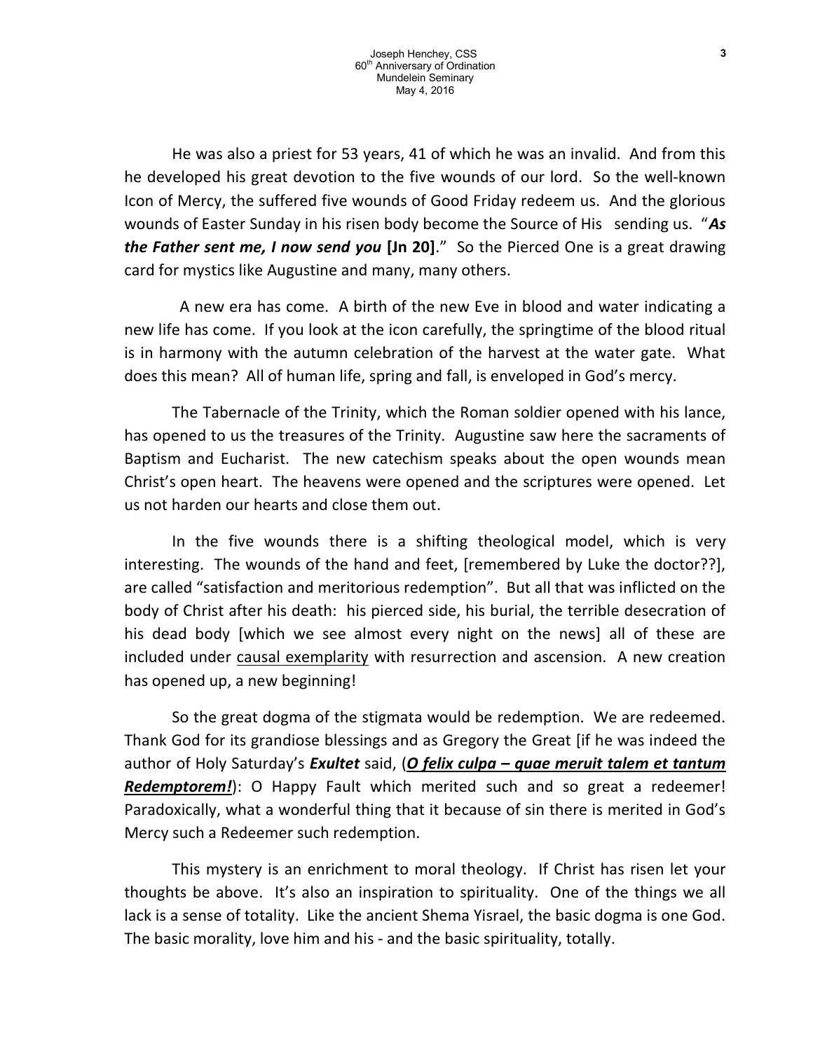He was also a priest for 53 years, 41 of which he was an invalid. And from this he developed his great devotion to the five wounds of our lord. So the well-known Icon of Mercy, the suffered five wounds of Good Friday redeem us. And the glorious wounds of Easter Sunday in his risen body become the Source of His sending us. "***As the Father sent me, I now send you* [Jn 20]**." So the Pierced One is a great drawing card for mystics like Augustine and many, many others.

A new era has come. A birth of the new Eve in blood and water indicating a new life has come. If you look at the icon carefully, the springtime of the blood ritual is in harmony with the autumn celebration of the harvest at the water gate. What does this mean? All of human life, spring and fall, is enveloped in God's mercy.

The Tabernacle of the Trinity, which the Roman soldier opened with his lance, has opened to us the treasures of the Trinity. Augustine saw here the sacraments of Baptism and Eucharist. The new catechism speaks about the open wounds mean Christ's open heart. The heavens were opened and the scriptures were opened. Let us not harden our hearts and close them out.

In the five wounds there is a shifting theological model, which is very interesting. The wounds of the hand and feet, [remembered by Luke the doctor??], are called "satisfaction and meritorious redemption". But all that was inflicted on the body of Christ after his death: his pierced side, his burial, the terrible desecration of his dead body [which we see almost every night on the news] all of these are included under <u>causal exemplarity</u> with resurrection and ascension. A new creation has opened up, a new beginning!

So the great dogma of the stigmata would be redemption. We are redeemed. Thank God for its grandiose blessings and as Gregory the Great [if he was indeed the author of Holy Saturday's ***Exultet*** said, (***<u>O felix culpa – quae meruit talem et tantum Redemptorem!</u>***): O Happy Fault which merited such and so great a redeemer! Paradoxically, what a wonderful thing that it because of sin there is merited in God's Mercy such a Redeemer such redemption.

This mystery is an enrichment to moral theology. If Christ has risen let your thoughts be above. It's also an inspiration to spirituality. One of the things we all lack is a sense of totality. Like the ancient Shema Yisrael, the basic dogma is one God. The basic morality, love him and his - and the basic spirituality, totally.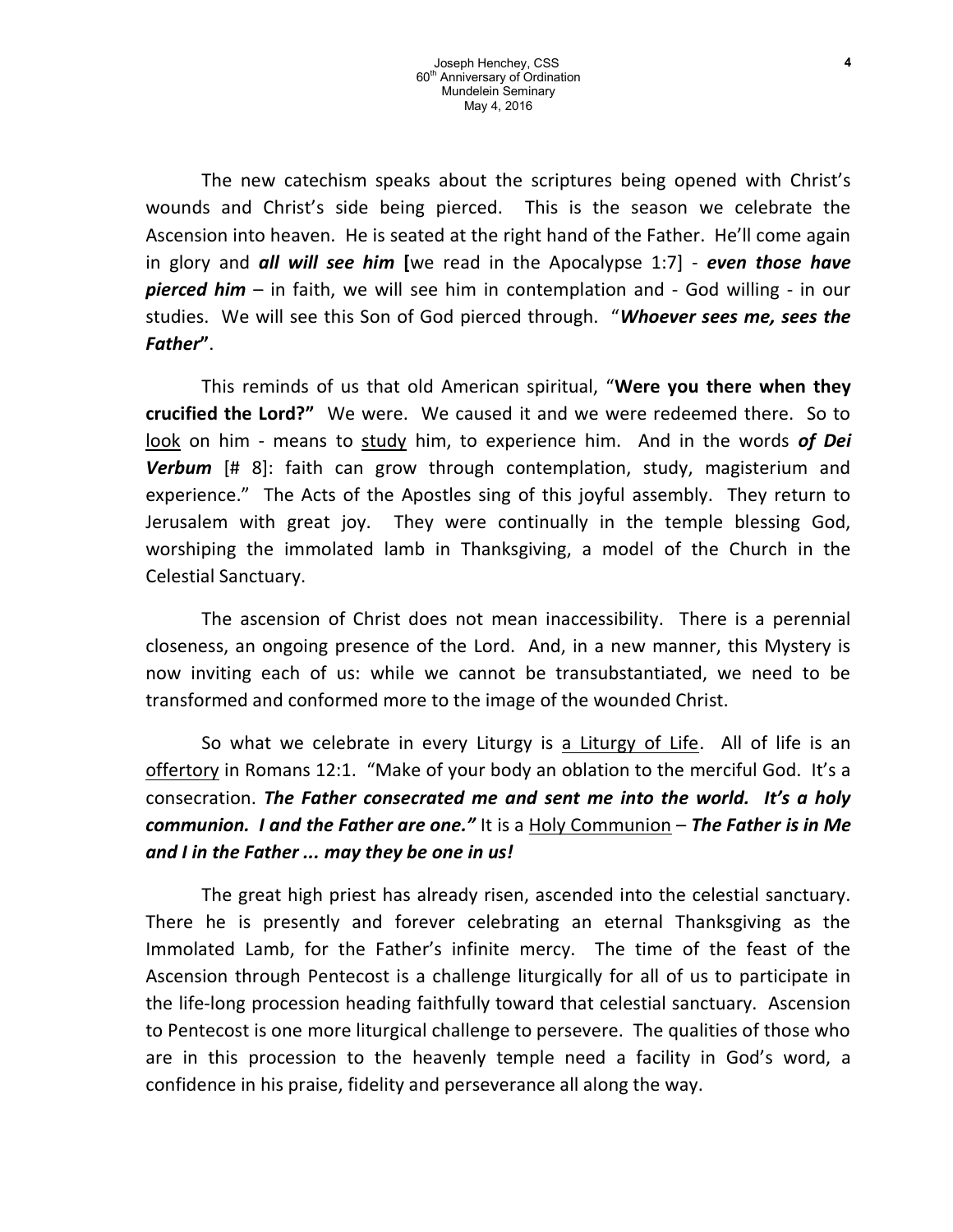The new catechism speaks about the scriptures being opened with Christ's wounds and Christ's side being pierced. This is the season we celebrate the Ascension into heaven. He is seated at the right hand of the Father. He'll come again in glory and ***all will see him*** **[**we read in the Apocalypse 1:7] - ***even those have pierced him*** – in faith, we will see him in contemplation and - God willing - in our studies. We will see this Son of God pierced through. "***Whoever sees me, sees the Father***".

This reminds of us that old American spiritual, "**Were you there when they crucified the Lord?"** We were. We caused it and we were redeemed there. So to <u>look</u> on him - means to <u>study</u> him, to experience him. And in the words ***of Dei Verbum*** [# 8]: faith can grow through contemplation, study, magisterium and experience." The Acts of the Apostles sing of this joyful assembly. They return to Jerusalem with great joy. They were continually in the temple blessing God, worshiping the immolated lamb in Thanksgiving, a model of the Church in the Celestial Sanctuary.

The ascension of Christ does not mean inaccessibility. There is a perennial closeness, an ongoing presence of the Lord. And, in a new manner, this Mystery is now inviting each of us: while we cannot be transubstantiated, we need to be transformed and conformed more to the image of the wounded Christ.

So what we celebrate in every Liturgy is <u>a Liturgy of Life</u>. All of life is an <u>offertory</u> in Romans 12:1. "Make of your body an oblation to the merciful God. It's a consecration. ***The Father consecrated me and sent me into the world. It's a holy communion. I and the Father are one."*** It is a <u>Holy Communion</u> – ***The Father is in Me and I in the Father ... may they be one in us!***

The great high priest has already risen, ascended into the celestial sanctuary. There he is presently and forever celebrating an eternal Thanksgiving as the Immolated Lamb, for the Father's infinite mercy. The time of the feast of the Ascension through Pentecost is a challenge liturgically for all of us to participate in the life-long procession heading faithfully toward that celestial sanctuary. Ascension to Pentecost is one more liturgical challenge to persevere. The qualities of those who are in this procession to the heavenly temple need a facility in God's word, a confidence in his praise, fidelity and perseverance all along the way.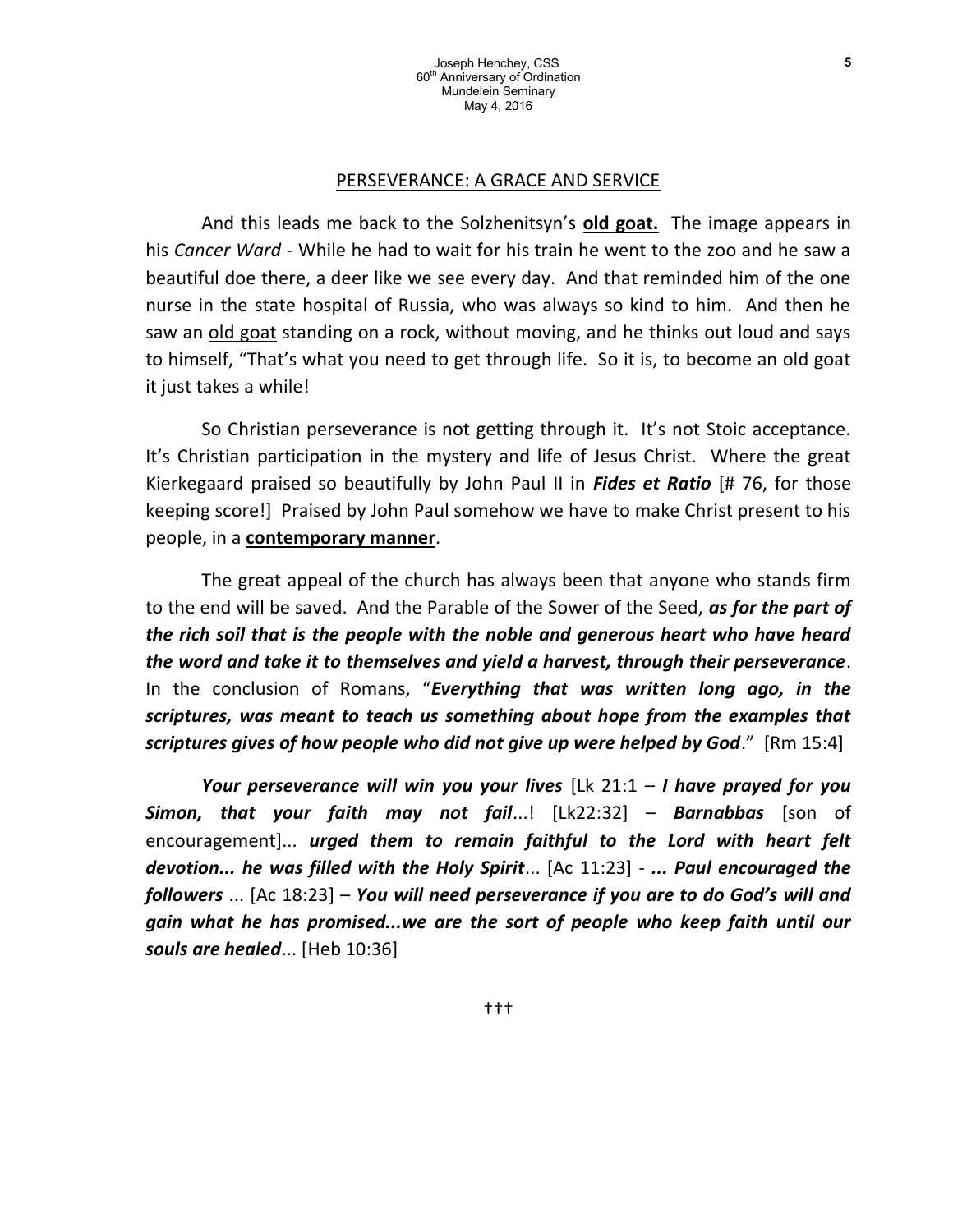## PERSEVERANCE: A GRACE AND SERVICE

And this leads me back to the Solzhenitsyn's **old goat.** The image appears in his *Cancer Ward* - While he had to wait for his train he went to the zoo and he saw a beautiful doe there, a deer like we see every day. And that reminded him of the one nurse in the state hospital of Russia, who was always so kind to him. And then he saw an old goat standing on a rock, without moving, and he thinks out loud and says to himself, "That's what you need to get through life. So it is, to become an old goat it just takes a while!

So Christian perseverance is not getting through it. It's not Stoic acceptance. It's Christian participation in the mystery and life of Jesus Christ. Where the great Kierkegaard praised so beautifully by John Paul II in ***Fides et Ratio*** [# 76, for those keeping score!] Praised by John Paul somehow we have to make Christ present to his people, in a **contemporary manner**.

The great appeal of the church has always been that anyone who stands firm to the end will be saved. And the Parable of the Sower of the Seed, ***as for the part of the rich soil that is the people with the noble and generous heart who have heard the word and take it to themselves and yield a harvest, through their perseverance***. In the conclusion of Romans, "***Everything that was written long ago, in the scriptures, was meant to teach us something about hope from the examples that scriptures gives of how people who did not give up were helped by God***." [Rm 15:4]

***Your perseverance will win you your lives*** [Lk 21:1 – ***I have prayed for you Simon, that your faith may not fail***...! [Lk22:32] – ***Barnabbas*** [son of encouragement]... ***urged them to remain faithful to the Lord with heart felt devotion... he was filled with the Holy Spirit***... [Ac 11:23] - ***... Paul encouraged the followers*** ... [Ac 18:23] – ***You will need perseverance if you are to do God's will and gain what he has promised...we are the sort of people who keep faith until our souls are healed***... [Heb 10:36]

†††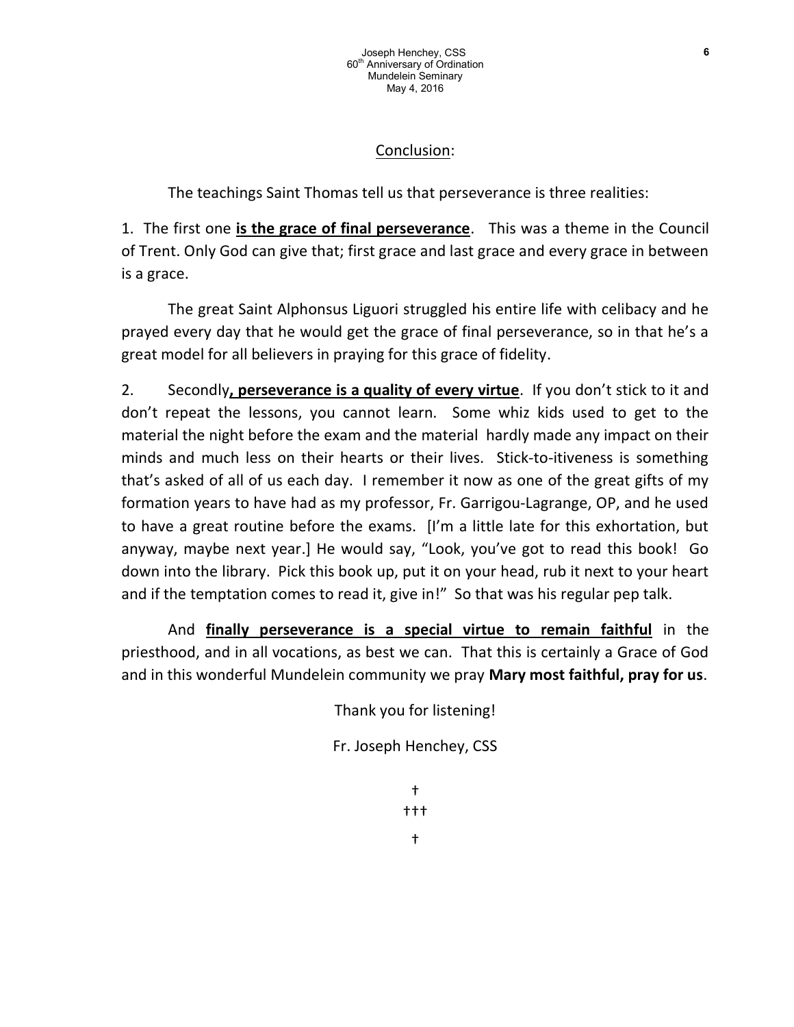Conclusion:

The teachings Saint Thomas tell us that perseverance is three realities:

1. The first one **is the grace of final perseverance**. This was a theme in the Council of Trent. Only God can give that; first grace and last grace and every grace in between is a grace.

The great Saint Alphonsus Liguori struggled his entire life with celibacy and he prayed every day that he would get the grace of final perseverance, so in that he's a great model for all believers in praying for this grace of fidelity.

2. Secondly**, perseverance is a quality of every virtue**. If you don't stick to it and don't repeat the lessons, you cannot learn. Some whiz kids used to get to the material the night before the exam and the material hardly made any impact on their minds and much less on their hearts or their lives. Stick-to-itiveness is something that's asked of all of us each day. I remember it now as one of the great gifts of my formation years to have had as my professor, Fr. Garrigou-Lagrange, OP, and he used to have a great routine before the exams. [I'm a little late for this exhortation, but anyway, maybe next year.] He would say, "Look, you've got to read this book! Go down into the library. Pick this book up, put it on your head, rub it next to your heart and if the temptation comes to read it, give in!" So that was his regular pep talk.

And **finally perseverance is a special virtue to remain faithful** in the priesthood, and in all vocations, as best we can. That this is certainly a Grace of God and in this wonderful Mundelein community we pray **Mary most faithful, pray for us**.

Thank you for listening!

Fr. Joseph Henchey, CSS

†
†††
†